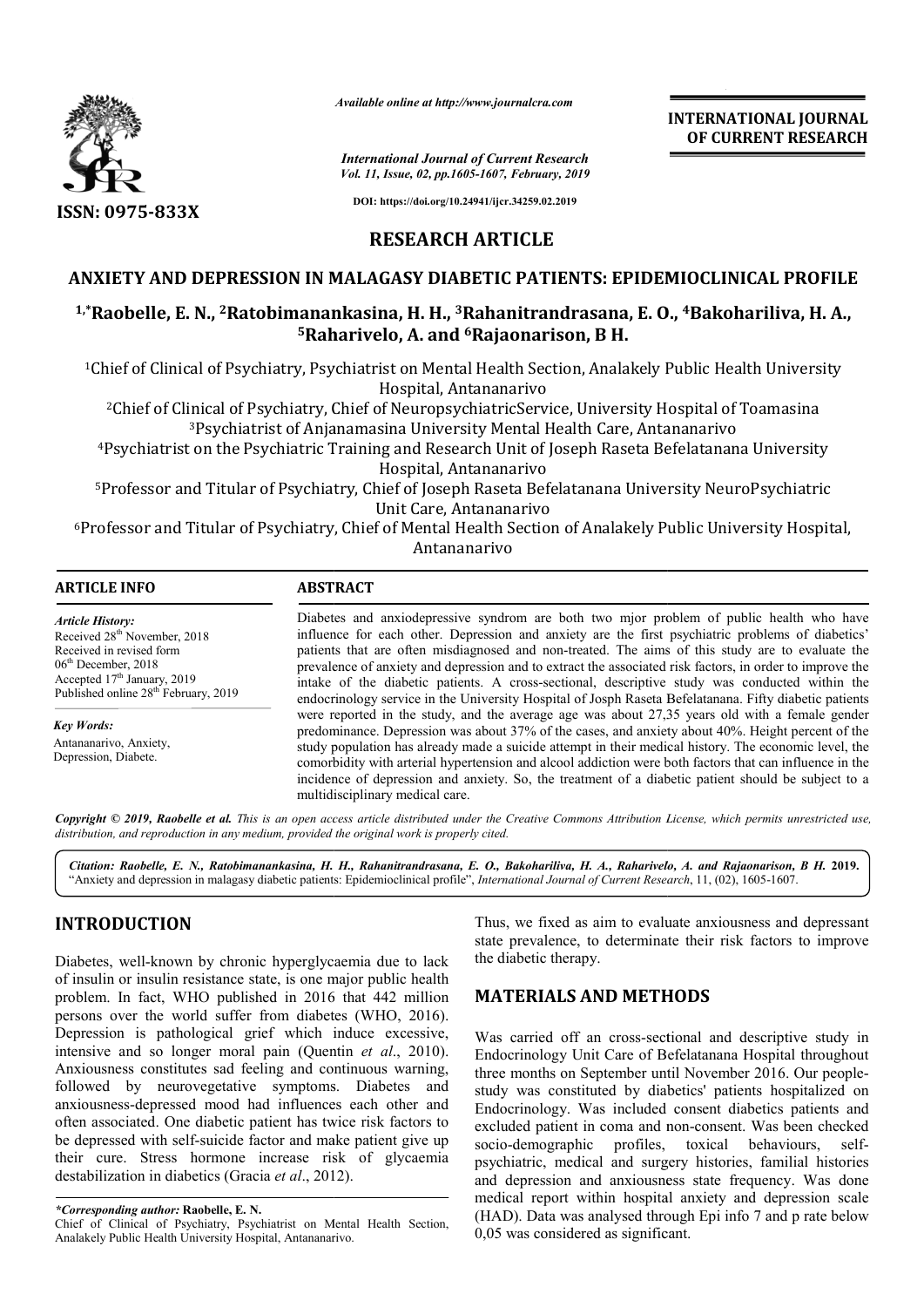*Available online at http://www.journalcra.com*

*International Journal of Current Research*
*Vol. 11, Issue, 02, pp.1605-1607, February, 2019*

**DOI: https://doi.org/10.24941/ijcr.34259.02.2019**

**INTERNATIONAL JOURNAL OF CURRENT RESEARCH**

**ISSN: 0975-833X**

## RESEARCH ARTICLE

# ANXIETY AND DEPRESSION IN MALAGASY DIABETIC PATIENTS: EPIDEMIOCLINICAL PROFILE

**[1,*]Raobelle, E. N., [2]Ratobimanankasina, H. H., [3]Rahanitrandrasana, E. O., [4]Bakohariliva, H. A., [5]Raharivelo, A. and [6]Rajaonarison, B H.**

[1]Chief of Clinical of Psychiatry, Psychiatrist on Mental Health Section, Analakely Public Health University Hospital, Antananarivo

[2]Chief of Clinical of Psychiatry, Chief of NeuropsychiatricService, University Hospital of Toamasina

[3]Psychiatrist of Anjanamasina University Mental Health Care, Antananarivo

[4]Psychiatrist on the Psychiatric Training and Research Unit of Joseph Raseta Befelatanana University Hospital, Antananarivo

[5]Professor and Titular of Psychiatry, Chief of Joseph Raseta Befelatanana University NeuroPsychiatric Unit Care, Antananarivo

[6]Professor and Titular of Psychiatry, Chief of Mental Health Section of Analakely Public University Hospital, Antananarivo

### ARTICLE INFO

*Article History:*
Received 28[th] November, 2018
Received in revised form
06[th] December, 2018
Accepted 17[th] January, 2019
Published online 28[th] February, 2019

*Key Words:*
Antananarivo, Anxiety, Depression, Diabete.

### ABSTRACT

Diabetes and anxiodepressive syndrom are both two mjor problem of public health who have influence for each other. Depression and anxiety are the first psychiatric problems of diabetics' patients that are often misdiagnosed and non-treated. The aims of this study are to evaluate the prevalence of anxiety and depression and to extract the associated risk factors, in order to improve the intake of the diabetic patients. A cross-sectional, descriptive study was conducted within the endocrinology service in the University Hospital of Josph Raseta Befelatanana. Fifty diabetic patients were reported in the study, and the average age was about 27,35 years old with a female gender predominance. Depression was about 37% of the cases, and anxiety about 40%. Height percent of the study population has already made a suicide attempt in their medical history. The economic level, the comorbidity with arterial hypertension and alcool addiction were both factors that can influence in the incidence of depression and anxiety. So, the treatment of a diabetic patient should be subject to a multidisciplinary medical care.

***Copyright © 2019, Raobelle et al.*** *This is an open access article distributed under the Creative Commons Attribution License, which permits unrestricted use, distribution, and reproduction in any medium, provided the original work is properly cited.*

***Citation: Raobelle, E. N., Ratobimanankasina, H. H., Rahanitrandrasana, E. O., Bakohariliva, H. A., Raharivelo, A. and Rajaonarison, B H.* 2019.** "Anxiety and depression in malagasy diabetic patients: Epidemioclinical profile", *International Journal of Current Research*, 11, (02), 1605-1607.

## INTRODUCTION

Diabetes, well-known by chronic hyperglycaemia due to lack of insulin or insulin resistance state, is one major public health problem. In fact, WHO published in 2016 that 442 million persons over the world suffer from diabetes (WHO, 2016). Depression is pathological grief which induce excessive, intensive and so longer moral pain (Quentin *et al*., 2010). Anxiousness constitutes sad feeling and continuous warning, followed by neurovegetative symptoms. Diabetes and anxiousness-depressed mood had influences each other and often associated. One diabetic patient has twice risk factors to be depressed with self-suicide factor and make patient give up their cure. Stress hormone increase risk of glycaemia destabilization in diabetics (Gracia *et al*., 2012).

Thus, we fixed as aim to evaluate anxiousness and depressant state prevalence, to determinate their risk factors to improve the diabetic therapy.

## MATERIALS AND METHODS

Was carried off an cross-sectional and descriptive study in Endocrinology Unit Care of Befelatanana Hospital throughout three months on September until November 2016. Our people-study was constituted by diabetics' patients hospitalized on Endocrinology. Was included consent diabetics patients and excluded patient in coma and non-consent. Was been checked socio-demographic profiles, toxical behaviours, self-psychiatric, medical and surgery histories, familial histories and depression and anxiousness state frequency. Was done medical report within hospital anxiety and depression scale (HAD). Data was analysed through Epi info 7 and p rate below 0,05 was considered as significant.

*\*Corresponding author:* **Raobelle, E. N.**
Chief of Clinical of Psychiatry, Psychiatrist on Mental Health Section, Analakely Public Health University Hospital, Antananarivo.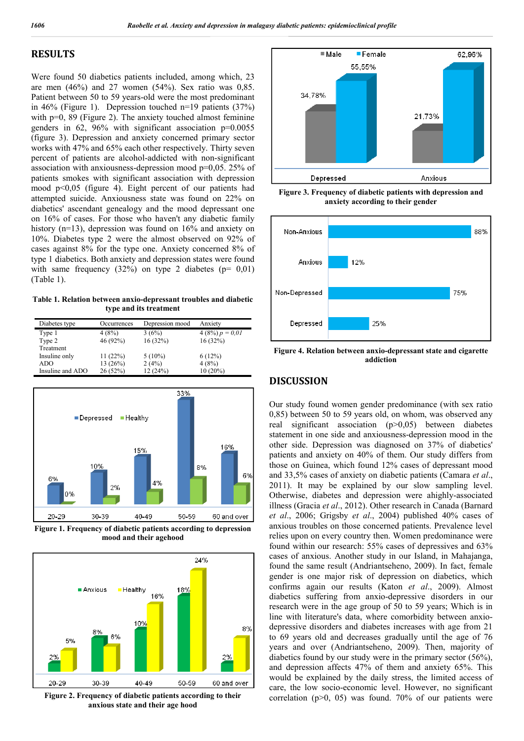## RESULTS

Were found 50 diabetics patients included, among which, 23 are men (46%) and 27 women (54%). Sex ratio was 0,85. Patient between 50 to 59 years-old were the most predominant in 46% (Figure 1). Depression touched n=19 patients (37%) with p=0, 89 (Figure 2). The anxiety touched almost feminine genders in 62, 96% with significant association p=0.0055 (figure 3). Depression and anxiety concerned primary sector works with 47% and 65% each other respectively. Thirty seven percent of patients are alcohol-addicted with non-significant association with anxiousness-depression mood p=0,05. 25% of patients smokes with significant association with depression mood p<0,05 (figure 4). Eight percent of our patients had attempted suicide. Anxiousness state was found on 22% on diabetics' ascendant genealogy and the mood depressant one on 16% of cases. For those who haven't any diabetic family history (n=13), depression was found on 16% and anxiety on 10%. Diabetes type 2 were the almost observed on 92% of cases against 8% for the type one. Anxiety concerned 8% of type 1 diabetics. Both anxiety and depression states were found with same frequency (32%) on type 2 diabetes (p= 0,01) (Table 1).

**Table 1. Relation between anxio-depressant troubles and diabetic type and its treatment**

| Diabetes type | Occurrences | Depression mood | Anxiety |
|---|---|---|---|
| Type 1 | 4 (8%) | 3 (6%) | 4 (8%) *p = 0,01* |
| Type 2 | 46 (92%) | 16 (32%) | 16 (32%) |
| Treatment | | | |
| Insuline only | 11 (22%) | 5 (10%) | 6 (12%) |
| ADO | 13 (26%) | 2 (4%) | 4 (8%) |
| Insuline and ADO | 26 (52%) | 12 (24%) | 10 (20%) |

**Figure 1. Frequency of diabetic patients according to depression mood and their agehood**

**Figure 2. Frequency of diabetic patients according to their anxious state and their age hood**

**Figure 3. Frequency of diabetic patients with depression and anxiety according to their gender**

**Figure 4. Relation between anxio-depressant state and cigarette addiction**

## DISCUSSION

Our study found women gender predominance (with sex ratio 0,85) between 50 to 59 years old, on whom, was observed any real significant association (p>0,05) between diabetes statement in one side and anxiousness-depression mood in the other side. Depression was diagnosed on 37% of diabetics' patients and anxiety on 40% of them. Our study differs from those on Guinea, which found 12% cases of depressant mood and 33,5% cases of anxiety on diabetic patients (Camara *et al*., 2011). It may be explained by our slow sampling level. Otherwise, diabetes and depression were ahighly-associated illness (Gracia *et al*., 2012). Other research in Canada (Barnard *et al*., 2006; Grigsby *et al*., 2004) published 40% cases of anxious troubles on those concerned patients. Prevalence level relies upon on every country then. Women predominance were found within our research: 55% cases of depressives and 63% cases of anxious. Another study in our Island, in Mahajanga, found the same result (Andriantseheno, 2009). In fact, female gender is one major risk of depression on diabetics, which confirms again our results (Katon *et al*., 2009). Almost diabetics suffering from anxio-depressive disorders in our research were in the age group of 50 to 59 years; Which is in line with literature's data, where comorbidity between anxio-depressive disorders and diabetes increases with age from 21 to 69 years old and decreases gradually until the age of 76 years and over (Andriantseheno, 2009). Then, majority of diabetics found by our study were in the primary sector (56%), and depression affects 47% of them and anxiety 65%. This would be explained by the daily stress, the limited access of care, the low socio-economic level. However, no significant correlation (p>0, 05) was found. 70% of our patients were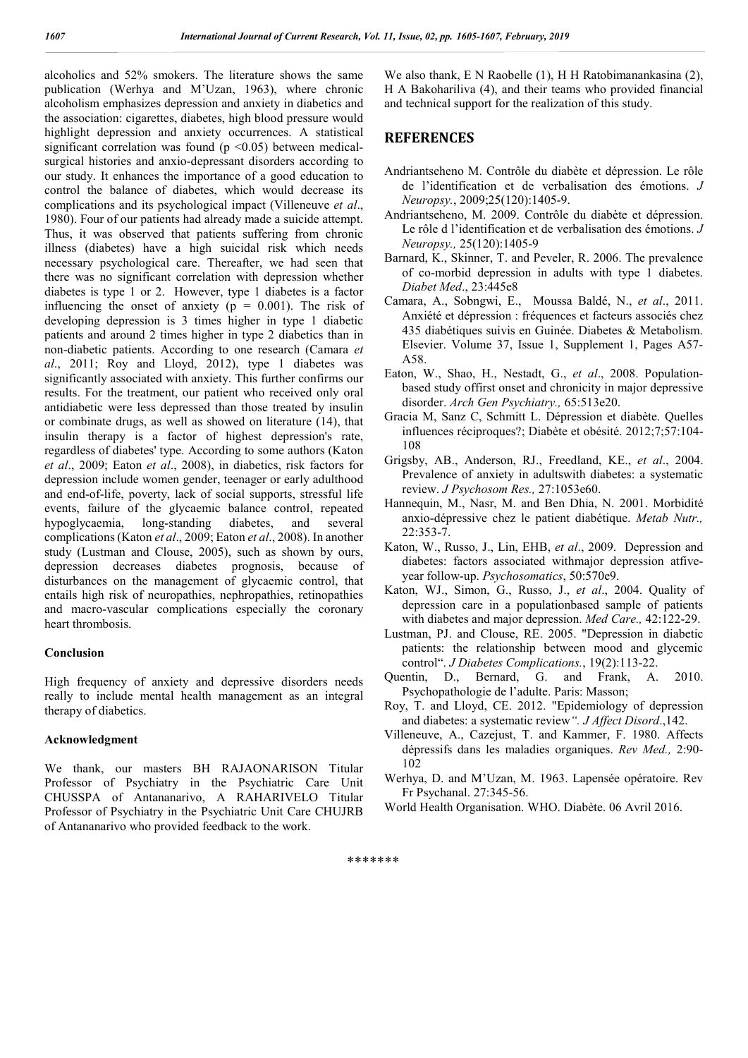alcoholics and 52% smokers. The literature shows the same publication (Werhya and M'Uzan, 1963), where chronic alcoholism emphasizes depression and anxiety in diabetics and the association: cigarettes, diabetes, high blood pressure would highlight depression and anxiety occurrences. A statistical significant correlation was found ($p < 0.05$) between medical-surgical histories and anxio-depressant disorders according to our study. It enhances the importance of a good education to control the balance of diabetes, which would decrease its complications and its psychological impact (Villeneuve *et al*., 1980). Four of our patients had already made a suicide attempt. Thus, it was observed that patients suffering from chronic illness (diabetes) have a high suicidal risk which needs necessary psychological care. Thereafter, we had seen that there was no significant correlation with depression whether diabetes is type 1 or 2. However, type 1 diabetes is a factor influencing the onset of anxiety ($p = 0.001$). The risk of developing depression is 3 times higher in type 1 diabetic patients and around 2 times higher in type 2 diabetics than in non-diabetic patients. According to one research (Camara *et al*., 2011; Roy and Lloyd, 2012), type 1 diabetes was significantly associated with anxiety. This further confirms our results. For the treatment, our patient who received only oral antidiabetic were less depressed than those treated by insulin or combinate drugs, as well as showed on literature (14), that insulin therapy is a factor of highest depression's rate, regardless of diabetes' type. According to some authors (Katon *et al*., 2009; Eaton *et al*., 2008), in diabetics, risk factors for depression include women gender, teenager or early adulthood and end-of-life, poverty, lack of social supports, stressful life events, failure of the glycaemic balance control, repeated hypoglycaemia, long-standing diabetes, and several complications (Katon *et al*., 2009; Eaton *et al*., 2008). In another study (Lustman and Clouse, 2005), such as shown by ours, depression decreases diabetes prognosis, because of disturbances on the management of glycaemic control, that entails high risk of neuropathies, nephropathies, retinopathies and macro-vascular complications especially the coronary heart thrombosis.

### Conclusion

High frequency of anxiety and depressive disorders needs really to include mental health management as an integral therapy of diabetics.

### Acknowledgment

We thank, our masters BH RAJAONARISON Titular Professor of Psychiatry in the Psychiatric Care Unit CHUSSPA of Antananarivo, A RAHARIVELO Titular Professor of Psychiatry in the Psychiatric Unit Care CHUJRB of Antananarivo who provided feedback to the work.

We also thank, E N Raobelle (1), H H Ratobimanankasina (2), H A Bakohariliva (4), and their teams who provided financial and technical support for the realization of this study.

## REFERENCES

Andriantseheno M. Contrôle du diabète et dépression. Le rôle de l'identification et de verbalisation des émotions. *J Neuropsy.*, 2009;25(120):1405-9.

Andriantseheno, M. 2009. Contrôle du diabète et dépression. Le rôle d l'identification et de verbalisation des émotions. *J Neuropsy.,* 25(120):1405-9

Barnard, K., Skinner, T. and Peveler, R. 2006. The prevalence of co-morbid depression in adults with type 1 diabetes. *Diabet Med*., 23:445e8

Camara, A., Sobngwi, E., Moussa Baldé, N., *et al*., 2011. Anxiété et dépression : fréquences et facteurs associés chez 435 diabétiques suivis en Guinée. Diabetes & Metabolism. Elsevier. Volume 37, Issue 1, Supplement 1, Pages A57-A58.

Eaton, W., Shao, H., Nestadt, G., *et al*., 2008. Population-based study offirst onset and chronicity in major depressive disorder. *Arch Gen Psychiatry.,* 65:513e20.

Gracia M, Sanz C, Schmitt L. Dépression et diabète. Quelles influences réciproques?; Diabète et obésité. 2012;7;57:104-108

Grigsby, AB., Anderson, RJ., Freedland, KE., *et al*., 2004. Prevalence of anxiety in adultswith diabetes: a systematic review. *J Psychosom Res.,* 27:1053e60.

Hannequin, M., Nasr, M. and Ben Dhia, N. 2001. Morbidité anxio-dépressive chez le patient diabétique. *Metab Nutr.,* 22:353-7.

Katon, W., Russo, J., Lin, EHB, *et al*., 2009. Depression and diabetes: factors associated withmajor depression atfive-year follow-up. *Psychosomatics*, 50:570e9.

Katon, WJ., Simon, G., Russo, J., *et al*., 2004. Quality of depression care in a populationbased sample of patients with diabetes and major depression. *Med Care.,* 42:122-29.

Lustman, PJ. and Clouse, RE. 2005. "Depression in diabetic patients: the relationship between mood and glycemic control". *J Diabetes Complications.*, 19(2):113-22.

Quentin, D., Bernard, G. and Frank, A. 2010. Psychopathologie de l'adulte. Paris: Masson;

Roy, T. and Lloyd, CE. 2012. "Epidemiology of depression and diabetes: a systematic review*". J Affect Disord*.,142.

Villeneuve, A., Cazejust, T. and Kammer, F. 1980. Affects dépressifs dans les maladies organiques. *Rev Med.,* 2:90-102

Werhya, D. and M'Uzan, M. 1963. Lapensée opératoire. Rev Fr Psychanal. 27:345-56.

World Health Organisation. WHO. Diabète. 06 Avril 2016.

\*\*\*\*\*\*\*